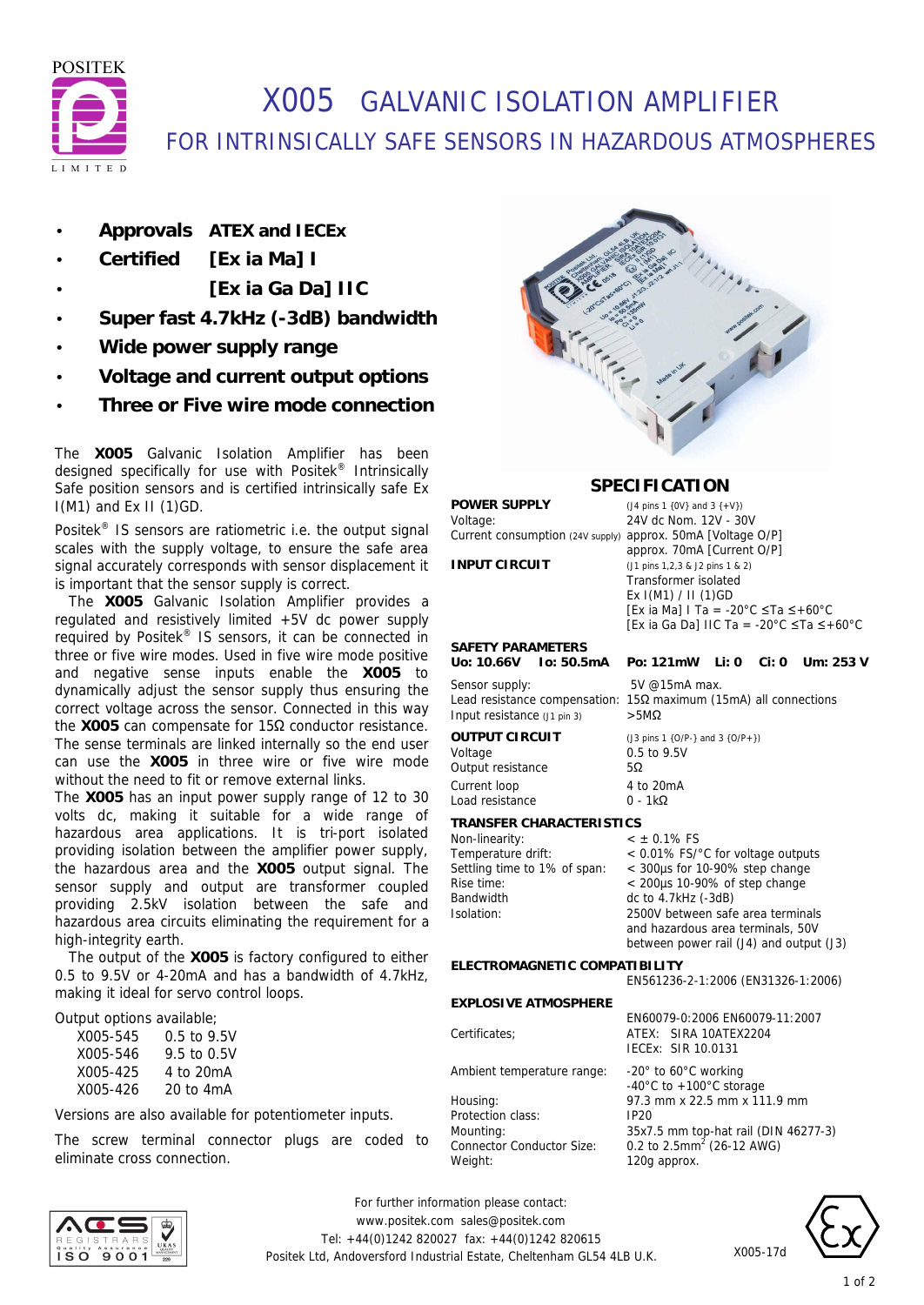POSITEK LIMITED

# X005 GALVANIC ISOLATION AMPLIFIER

## FOR INTRINSICALLY SAFE SENSORS IN HAZARDOUS ATMOSPHERES

- **Approvals** ATEX and IECEx
- **Certified** [Ex ia Ma] I
- [Ex ia Ga Da] IIC
- **Super fast 4.7kHz (-3dB) bandwidth**
- **Wide power supply range**
- **Voltage and current output options**
- **Three or Five wire mode connection**

The **X005** Galvanic Isolation Amplifier has been designed specifically for use with Positek® Intrinsically Safe position sensors and is certified intrinsically safe Ex I(M1) and Ex II (1)GD.

Positek® IS sensors are ratiometric i.e. the output signal scales with the supply voltage, to ensure the safe area signal accurately corresponds with sensor displacement it is important that the sensor supply is correct.

The **X005** Galvanic Isolation Amplifier provides a regulated and resistively limited +5V dc power supply required by Positek® IS sensors, it can be connected in three or five wire modes. Used in five wire mode positive and negative sense inputs enable the **X005** to dynamically adjust the sensor supply thus ensuring the correct voltage across the sensor. Connected in this way the **X005** can compensate for 15Ω conductor resistance. The sense terminals are linked internally so the end user can use the **X005** in three wire or five wire mode without the need to fit or remove external links.

The **X005** has an input power supply range of 12 to 30 volts dc, making it suitable for a wide range of hazardous area applications. It is tri-port isolated providing isolation between the amplifier power supply, the hazardous area and the **X005** output signal. The sensor supply and output are transformer coupled providing 2.5kV isolation between the safe and hazardous area circuits eliminating the requirement for a high-integrity earth.

The output of the **X005** is factory configured to either 0.5 to 9.5V or 4-20mA and has a bandwidth of 4.7kHz, making it ideal for servo control loops.

Output options available;

| | |
|---|---|
| X005-545 | 0.5 to 9.5V |
| X005-546 | 9.5 to 0.5V |
| X005-425 | 4 to 20mA |
| X005-426 | 20 to 4mA |

Versions are also available for potentiometer inputs.

The screw terminal connector plugs are coded to eliminate cross connection.

## SPECIFICATION

**POWER SUPPLY** (J4 pins 1 {0V} and 3 {+V})

| | |
|---|---|
| Voltage: | 24V dc Nom. 12V - 30V |
| Current consumption (24V supply) | approx. 50mA [Voltage O/P]<br>approx. 70mA [Current O/P] |

**INPUT CIRCUIT** (J1 pins 1,2,3 & J2 pins 1 & 2)

Transformer isolated
Ex I(M1) / II (1)GD
[Ex ia Ma] I Ta = -20°C ≤Ta ≤+60°C
[Ex ia Ga Da] IIC Ta = -20°C ≤Ta ≤+60°C

**SAFETY PARAMETERS**

**Uo: 10.66V  Io: 50.5mA  Po: 121mW  Li: 0  Ci: 0  Um: 253 V**

| | |
|---|---|
| Sensor supply: | 5V @15mA max. |
| Lead resistance compensation: | 15Ω maximum (15mA) all connections |
| Input resistance (J1 pin 3) | >5MΩ |

**OUTPUT CIRCUIT** (J3 pins 1 {O/P-} and 3 {O/P+})

| | |
|---|---|
| Voltage | 0.5 to 9.5V |
| Output resistance | 5Ω |
| Current loop | 4 to 20mA |
| Load resistance | 0 - 1kΩ |

**TRANSFER CHARACTERISTICS**

| | |
|---|---|
| Non-linearity: | < ± 0.1% FS |
| Temperature drift: | < 0.01% FS/°C for voltage outputs |
| Settling time to 1% of span: | < 300µs for 10-90% step change |
| Rise time: | < 200µs 10-90% of step change |
| Bandwidth | dc to 4.7kHz (-3dB) |
| Isolation: | 2500V between safe area terminals and hazardous area terminals, 50V between power rail (J4) and output (J3) |

**ELECTROMAGNETIC COMPATIBILITY**

EN561236-2-1:2006 (EN31326-1:2006)

**EXPLOSIVE ATMOSPHERE**

EN60079-0:2006 EN60079-11:2007

| | |
|---|---|
| Certificates; | ATEX: SIRA 10ATEX2204<br>IECEx: SIR 10.0131 |
| Ambient temperature range: | -20° to 60°C working<br>-40°C to +100°C storage |
| Housing: | 97.3 mm x 22.5 mm x 111.9 mm |
| Protection class: | IP20 |
| Mounting: | 35x7.5 mm top-hat rail (DIN 46277-3) |
| Connector Conductor Size: | 0.2 to 2.5mm² (26-12 AWG) |
| Weight: | 120g approx. |

For further information please contact:
www.positek.com sales@positek.com
Tel: +44(0)1242 820027 fax: +44(0)1242 820615
Positek Ltd, Andoversford Industrial Estate, Cheltenham GL54 4LB U.K.

X005-17d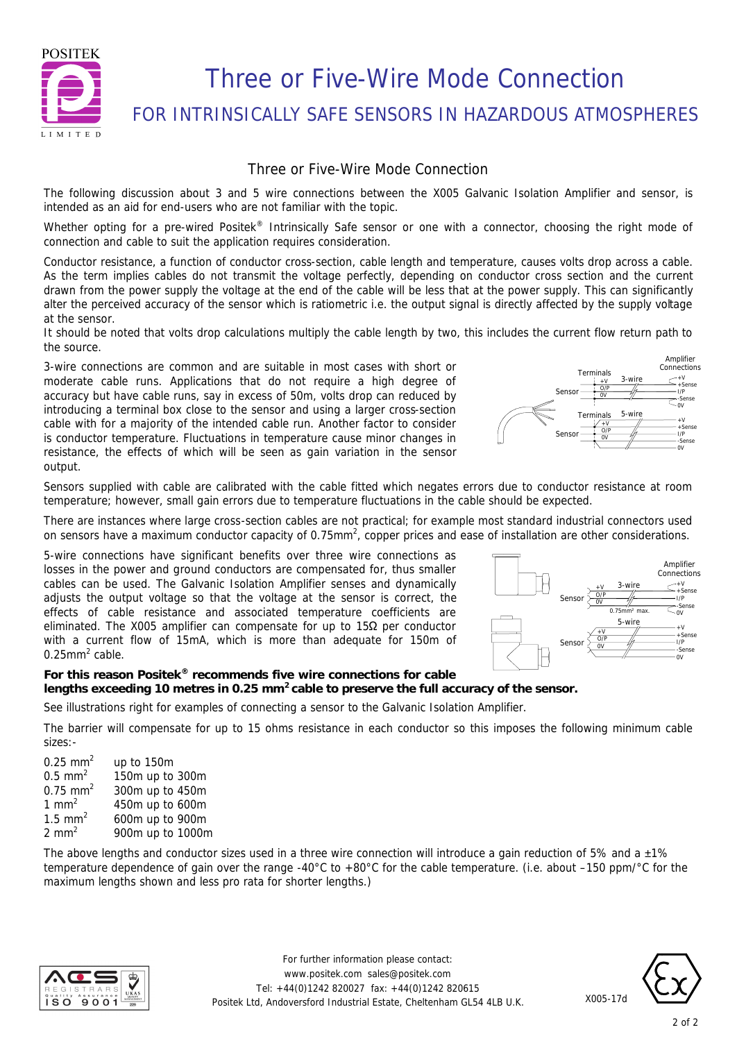# Three or Five-Wire Mode Connection

## FOR INTRINSICALLY SAFE SENSORS IN HAZARDOUS ATMOSPHERES

### Three or Five-Wire Mode Connection

The following discussion about 3 and 5 wire connections between the X005 Galvanic Isolation Amplifier and sensor, is intended as an aid for end-users who are not familiar with the topic.

Whether opting for a pre-wired Positek® Intrinsically Safe sensor or one with a connector, choosing the right mode of connection and cable to suit the application requires consideration.

Conductor resistance, a function of conductor cross-section, cable length and temperature, causes volts drop across a cable. As the term implies cables do not transmit the voltage perfectly, depending on conductor cross section and the current drawn from the power supply the voltage at the end of the cable will be less that at the power supply. This can significantly alter the perceived accuracy of the sensor which is ratiometric i.e. the output signal is directly affected by the supply voltage at the sensor.

It should be noted that volts drop calculations multiply the cable length by two, this includes the current flow return path to the source.

3-wire connections are common and are suitable in most cases with short or moderate cable runs. Applications that do not require a high degree of accuracy but have cable runs, say in excess of 50m, volts drop can reduced by introducing a terminal box close to the sensor and using a larger cross-section cable with for a majority of the intended cable run. Another factor to consider is conductor temperature. Fluctuations in temperature cause minor changes in resistance, the effects of which will be seen as gain variation in the sensor output.

Amplifier Connections
Terminals
3-wire
Sensor
+V
O/P
0V
+V
+Sense
I/P
-Sense
0V
Terminals
5-wire
Sensor
+V
O/P
0V
+V
+Sense
I/P
-Sense
0V

Sensors supplied with cable are calibrated with the cable fitted which negates errors due to conductor resistance at room temperature; however, small gain errors due to temperature fluctuations in the cable should be expected.

There are instances where large cross-section cables are not practical; for example most standard industrial connectors used on sensors have a maximum conductor capacity of 0.75mm$^2$, copper prices and ease of installation are other considerations.

5-wire connections have significant benefits over three wire connections as losses in the power and ground conductors are compensated for, thus smaller cables can be used. The Galvanic Isolation Amplifier senses and dynamically adjusts the output voltage so that the voltage at the sensor is correct, the effects of cable resistance and associated temperature coefficients are eliminated. The X005 amplifier can compensate for up to 15Ω per conductor with a current flow of 15mA, which is more than adequate for 150m of 0.25mm$^2$ cable.

Amplifier Connections
3-wire
Sensor
+V
O/P
0V
0.75mm² max.
+V
+Sense
I/P
-Sense
0V
5-wire
Sensor
+V
O/P
0V
+V
+Sense
I/P
-Sense
0V

**For this reason Positek® recommends five wire connections for cable lengths exceeding 10 metres in 0.25 mm$^2$ cable to preserve the full accuracy of the sensor.**

See illustrations right for examples of connecting a sensor to the Galvanic Isolation Amplifier.

The barrier will compensate for up to 15 ohms resistance in each conductor so this imposes the following minimum cable sizes:-

| | |
|---|---|
| 0.25 mm$^2$ | up to 150m |
| 0.5 mm$^2$ | 150m up to 300m |
| 0.75 mm$^2$ | 300m up to 450m |
| 1 mm$^2$ | 450m up to 600m |
| 1.5 mm$^2$ | 600m up to 900m |
| 2 mm$^2$ | 900m up to 1000m |

The above lengths and conductor sizes used in a three wire connection will introduce a gain reduction of 5% and a ±1% temperature dependence of gain over the range -40°C to +80°C for the cable temperature. (i.e. about –150 ppm/°C for the maximum lengths shown and less pro rata for shorter lengths.)

For further information please contact:
www.positek.com sales@positek.com
Tel: +44(0)1242 820027 fax: +44(0)1242 820615
Positek Ltd, Andoversford Industrial Estate, Cheltenham GL54 4LB U.K.

X005-17d